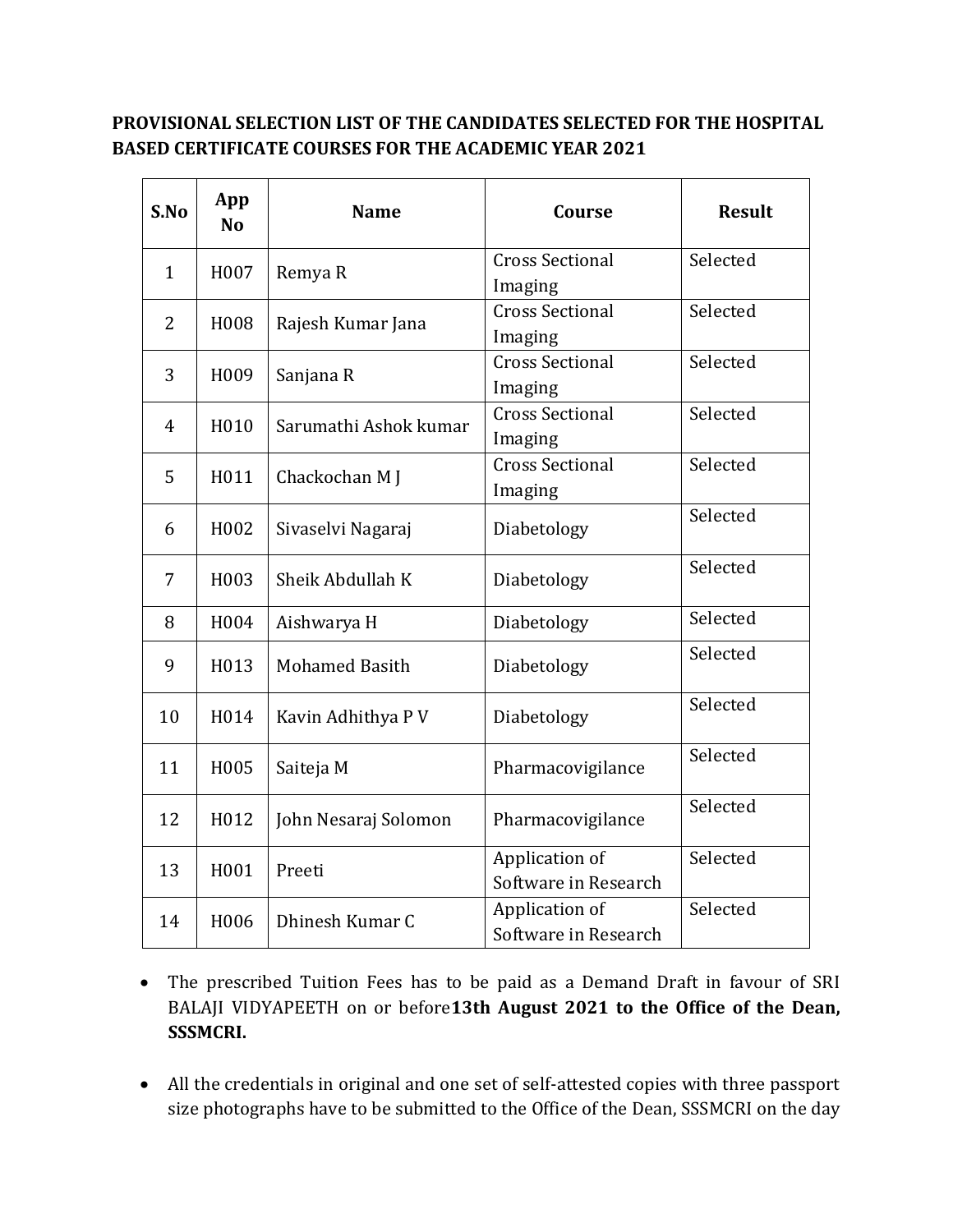**PROVISIONAL SELECTION LIST OF THE CANDIDATES SELECTED FOR THE HOSPITAL BASED CERTIFICATE COURSES FOR THE ACADEMIC YEAR 2021**

| S.No | App No | Name | Course | Result |
|---|---|---|---|---|
| 1 | H007 | Remya R | Cross Sectional Imaging | Selected |
| 2 | H008 | Rajesh Kumar Jana | Cross Sectional Imaging | Selected |
| 3 | H009 | Sanjana R | Cross Sectional Imaging | Selected |
| 4 | H010 | Sarumathi Ashok kumar | Cross Sectional Imaging | Selected |
| 5 | H011 | Chackochan M J | Cross Sectional Imaging | Selected |
| 6 | H002 | Sivaselvi Nagaraj | Diabetology | Selected |
| 7 | H003 | Sheik Abdullah K | Diabetology | Selected |
| 8 | H004 | Aishwarya H | Diabetology | Selected |
| 9 | H013 | Mohamed Basith | Diabetology | Selected |
| 10 | H014 | Kavin Adhithya P V | Diabetology | Selected |
| 11 | H005 | Saiteja M | Pharmacovigilance | Selected |
| 12 | H012 | John Nesaraj Solomon | Pharmacovigilance | Selected |
| 13 | H001 | Preeti | Application of Software in Research | Selected |
| 14 | H006 | Dhinesh Kumar C | Application of Software in Research | Selected |

- The prescribed Tuition Fees has to be paid as a Demand Draft in favour of SRI BALAJI VIDYAPEETH on or before**13th August 2021 to the Office of the Dean, SSSMCRI.**

- All the credentials in original and one set of self-attested copies with three passport size photographs have to be submitted to the Office of the Dean, SSSMCRI on the day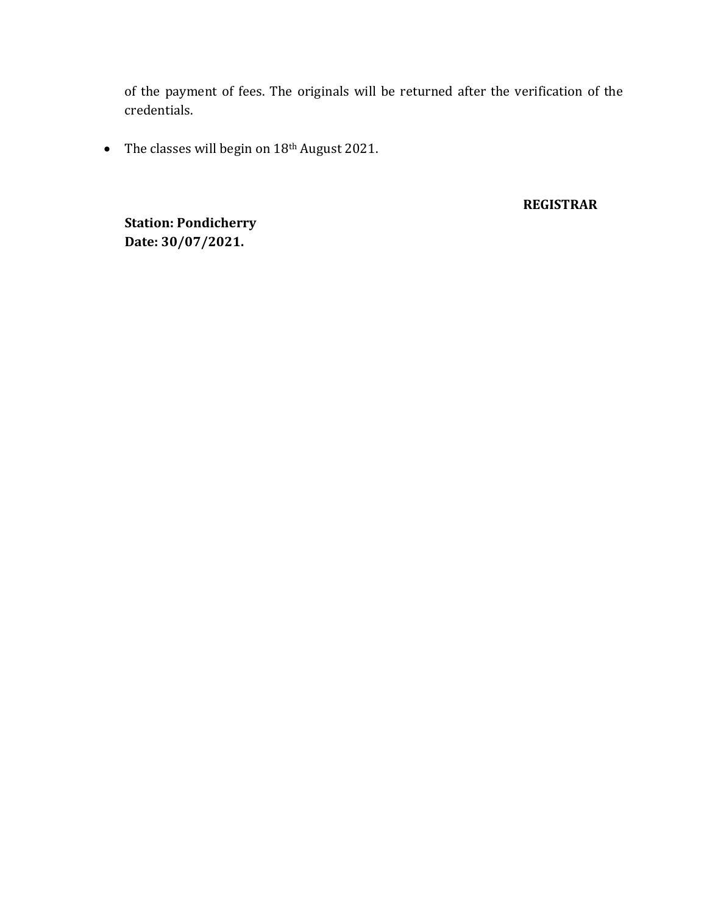of the payment of fees. The originals will be returned after the verification of the credentials.

- The classes will begin on 18th August 2021.

**REGISTRAR**

**Station: Pondicherry**
**Date: 30/07/2021.**